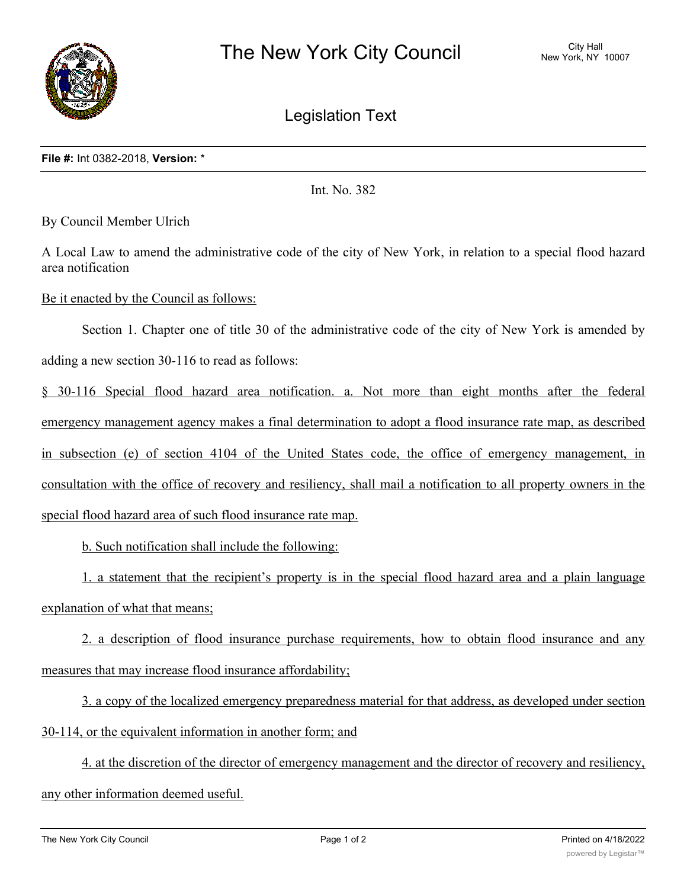# The New York City Council

City Hall
New York, NY 10007

## Legislation Text

**File #:** Int 0382-2018, **Version:** *

Int. No. 382

By Council Member Ulrich

A Local Law to amend the administrative code of the city of New York, in relation to a special flood hazard area notification

Be it enacted by the Council as follows:

Section 1. Chapter one of title 30 of the administrative code of the city of New York is amended by adding a new section 30-116 to read as follows:

§ 30-116 Special flood hazard area notification. a. Not more than eight months after the federal emergency management agency makes a final determination to adopt a flood insurance rate map, as described in subsection (e) of section 4104 of the United States code, the office of emergency management, in consultation with the office of recovery and resiliency, shall mail a notification to all property owners in the special flood hazard area of such flood insurance rate map.

b. Such notification shall include the following:

1. a statement that the recipient's property is in the special flood hazard area and a plain language explanation of what that means;

2. a description of flood insurance purchase requirements, how to obtain flood insurance and any measures that may increase flood insurance affordability;

3. a copy of the localized emergency preparedness material for that address, as developed under section 30-114, or the equivalent information in another form; and

4. at the discretion of the director of emergency management and the director of recovery and resiliency, any other information deemed useful.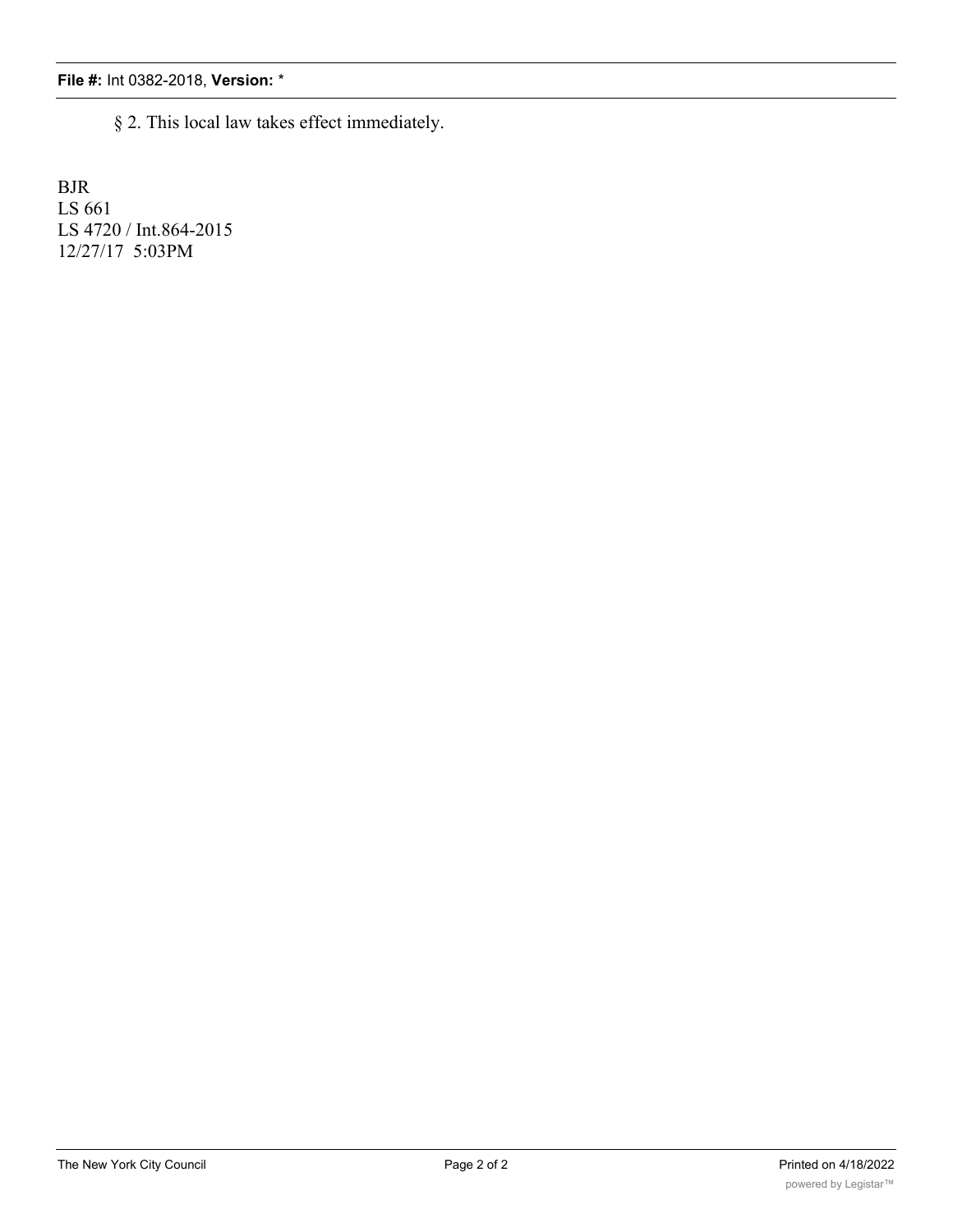§ 2. This local law takes effect immediately.

BJR
LS 661
LS 4720 / Int.864-2015
12/27/17 5:03PM